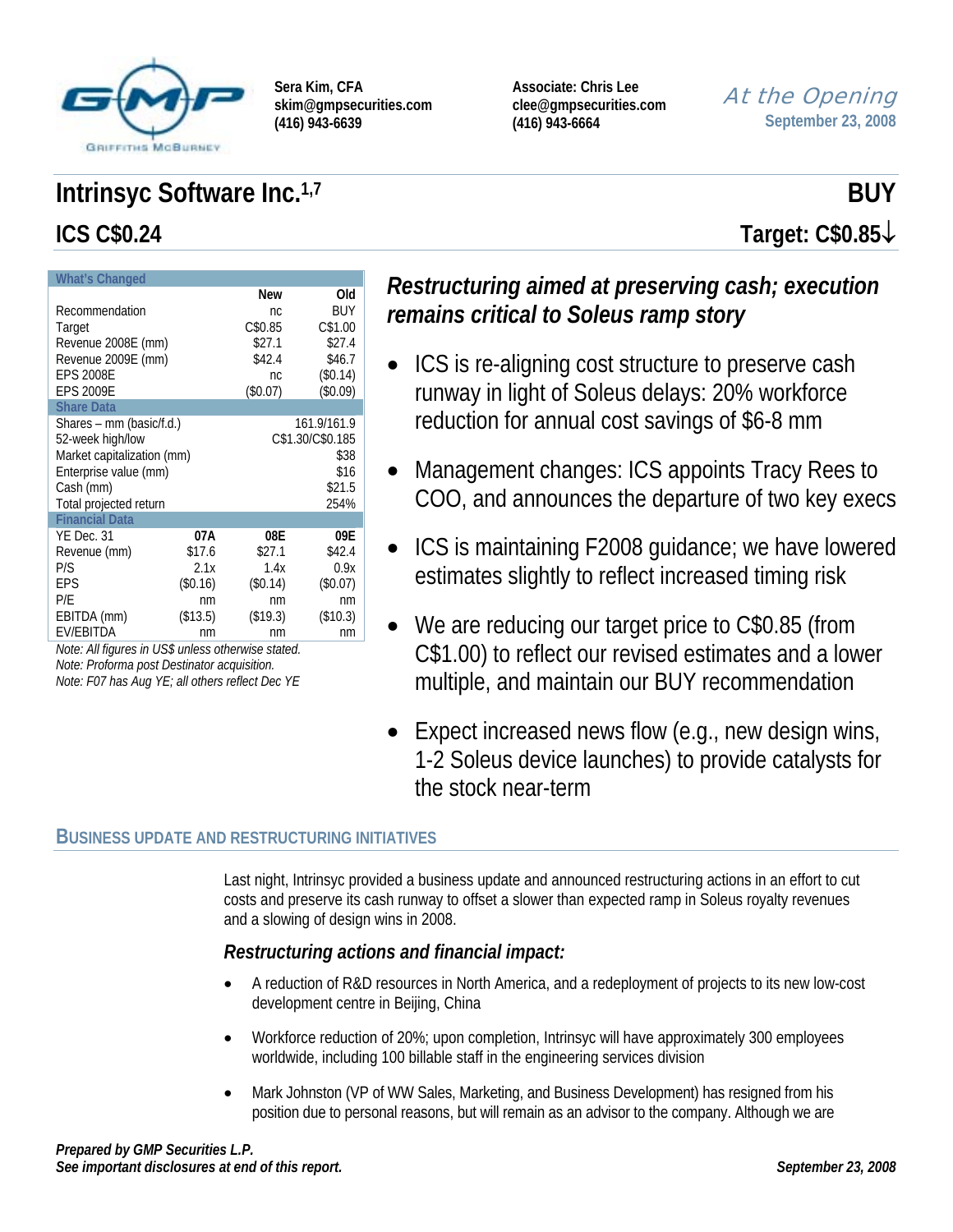Sera Kim, CFA
skim@gmpsecurities.com
(416) 943-6639

Associate: Chris Lee
clee@gmpsecurities.com
(416) 943-6664

*At the Opening*
September 23, 2008

# Intrinsyc Software Inc.[1,7]

## ICS C$0.24

**BUY**

**Target: C$0.85↓**

| What's Changed | | New | Old |
|---|---|---|---|
| Recommendation | | nc | BUY |
| Target | | C$0.85 | C$1.00 |
| Revenue 2008E (mm) | | $27.1 | $27.4 |
| Revenue 2009E (mm) | | $42.4 | $46.7 |
| EPS 2008E | | nc | ($0.14) |
| EPS 2009E | | ($0.07) | ($0.09) |
| **Share Data** | | | |
| Shares – mm (basic/f.d.) | | | 161.9/161.9 |
| 52-week high/low | | | C$1.30/C$0.185 |
| Market capitalization (mm) | | | $38 |
| Enterprise value (mm) | | | $16 |
| Cash (mm) | | | $21.5 |
| Total projected return | | | 254% |
| **Financial Data** | | | |
| YE Dec. 31 | 07A | 08E | 09E |
| Revenue (mm) | $17.6 | $27.1 | $42.4 |
| P/S | 2.1x | 1.4x | 0.9x |
| EPS | ($0.16) | ($0.14) | ($0.07) |
| P/E | nm | nm | nm |
| EBITDA (mm) | ($13.5) | ($19.3) | ($10.3) |
| EV/EBITDA | nm | nm | nm |

*Note: All figures in US$ unless otherwise stated.*
*Note: Proforma post Destinator acquisition.*
*Note: F07 has Aug YE; all others reflect Dec YE*

## *Restructuring aimed at preserving cash; execution remains critical to Soleus ramp story*

- ICS is re-aligning cost structure to preserve cash runway in light of Soleus delays: 20% workforce reduction for annual cost savings of $6-8 mm
- Management changes: ICS appoints Tracy Rees to COO, and announces the departure of two key execs
- ICS is maintaining F2008 guidance; we have lowered estimates slightly to reflect increased timing risk
- We are reducing our target price to C$0.85 (from C$1.00) to reflect our revised estimates and a lower multiple, and maintain our BUY recommendation
- Expect increased news flow (e.g., new design wins, 1-2 Soleus device launches) to provide catalysts for the stock near-term

## Business Update and Restructuring Initiatives

Last night, Intrinsyc provided a business update and announced restructuring actions in an effort to cut costs and preserve its cash runway to offset a slower than expected ramp in Soleus royalty revenues and a slowing of design wins in 2008.

### *Restructuring actions and financial impact:*

- A reduction of R&D resources in North America, and a redeployment of projects to its new low-cost development centre in Beijing, China
- Workforce reduction of 20%; upon completion, Intrinsyc will have approximately 300 employees worldwide, including 100 billable staff in the engineering services division
- Mark Johnston (VP of WW Sales, Marketing, and Business Development) has resigned from his position due to personal reasons, but will remain as an advisor to the company. Although we are

***Prepared by GMP Securities L.P.***
***See important disclosures at end of this report.***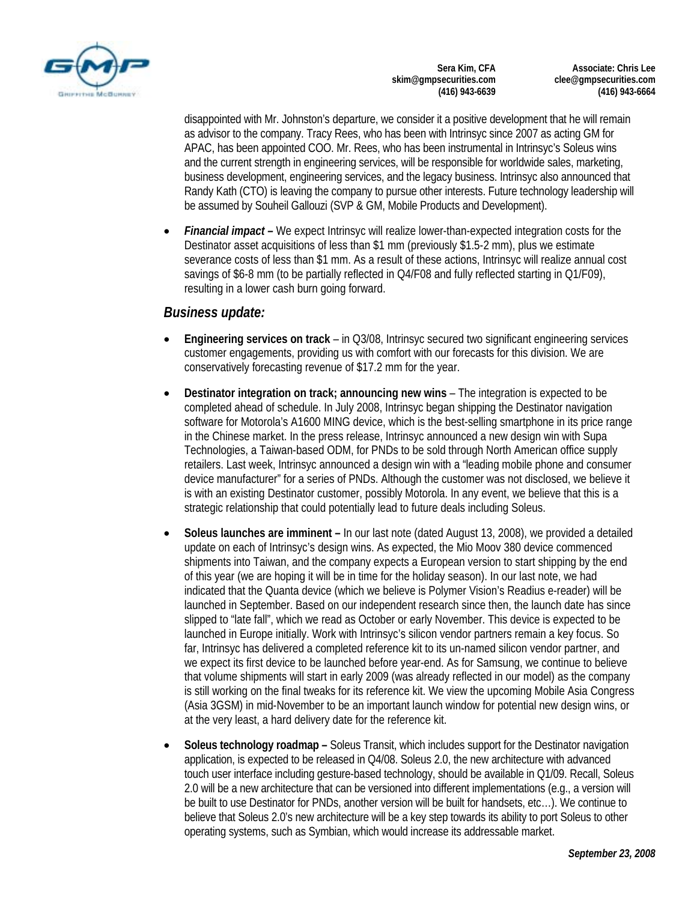disappointed with Mr. Johnston's departure, we consider it a positive development that he will remain as advisor to the company. Tracy Rees, who has been with Intrinsyc since 2007 as acting GM for APAC, has been appointed COO. Mr. Rees, who has been instrumental in Intrinsyc's Soleus wins and the current strength in engineering services, will be responsible for worldwide sales, marketing, business development, engineering services, and the legacy business. Intrinsyc also announced that Randy Kath (CTO) is leaving the company to pursue other interests. Future technology leadership will be assumed by Souheil Gallouzi (SVP & GM, Mobile Products and Development).

- ***Financial impact –*** We expect Intrinsyc will realize lower-than-expected integration costs for the Destinator asset acquisitions of less than $1 mm (previously $1.5-2 mm), plus we estimate severance costs of less than $1 mm. As a result of these actions, Intrinsyc will realize annual cost savings of $6-8 mm (to be partially reflected in Q4/F08 and fully reflected starting in Q1/F09), resulting in a lower cash burn going forward.

## *Business update:*

- **Engineering services on track** – in Q3/08, Intrinsyc secured two significant engineering services customer engagements, providing us with comfort with our forecasts for this division. We are conservatively forecasting revenue of $17.2 mm for the year.

- **Destinator integration on track; announcing new wins** – The integration is expected to be completed ahead of schedule. In July 2008, Intrinsyc began shipping the Destinator navigation software for Motorola's A1600 MING device, which is the best-selling smartphone in its price range in the Chinese market. In the press release, Intrinsyc announced a new design win with Supa Technologies, a Taiwan-based ODM, for PNDs to be sold through North American office supply retailers. Last week, Intrinsyc announced a design win with a "leading mobile phone and consumer device manufacturer" for a series of PNDs. Although the customer was not disclosed, we believe it is with an existing Destinator customer, possibly Motorola. In any event, we believe that this is a strategic relationship that could potentially lead to future deals including Soleus.

- **Soleus launches are imminent –** In our last note (dated August 13, 2008), we provided a detailed update on each of Intrinsyc's design wins. As expected, the Mio Moov 380 device commenced shipments into Taiwan, and the company expects a European version to start shipping by the end of this year (we are hoping it will be in time for the holiday season). In our last note, we had indicated that the Quanta device (which we believe is Polymer Vision's Readius e-reader) will be launched in September. Based on our independent research since then, the launch date has since slipped to "late fall", which we read as October or early November. This device is expected to be launched in Europe initially. Work with Intrinsyc's silicon vendor partners remain a key focus. So far, Intrinsyc has delivered a completed reference kit to its un-named silicon vendor partner, and we expect its first device to be launched before year-end. As for Samsung, we continue to believe that volume shipments will start in early 2009 (was already reflected in our model) as the company is still working on the final tweaks for its reference kit. We view the upcoming Mobile Asia Congress (Asia 3GSM) in mid-November to be an important launch window for potential new design wins, or at the very least, a hard delivery date for the reference kit.

- **Soleus technology roadmap –** Soleus Transit, which includes support for the Destinator navigation application, is expected to be released in Q4/08. Soleus 2.0, the new architecture with advanced touch user interface including gesture-based technology, should be available in Q1/09. Recall, Soleus 2.0 will be a new architecture that can be versioned into different implementations (e.g., a version will be built to use Destinator for PNDs, another version will be built for handsets, etc…). We continue to believe that Soleus 2.0's new architecture will be a key step towards its ability to port Soleus to other operating systems, such as Symbian, which would increase its addressable market.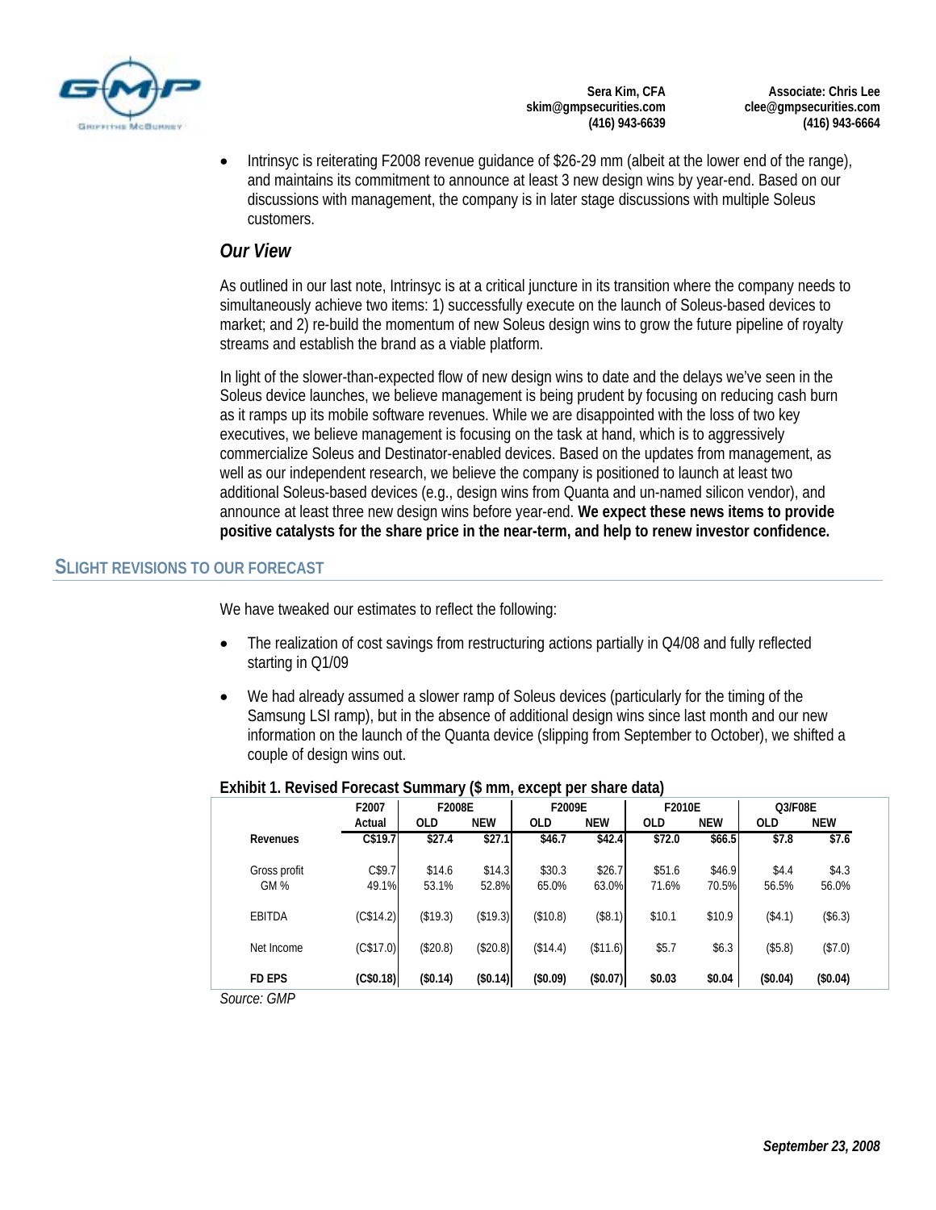- Intrinsyc is reiterating F2008 revenue guidance of $26-29 mm (albeit at the lower end of the range), and maintains its commitment to announce at least 3 new design wins by year-end. Based on our discussions with management, the company is in later stage discussions with multiple Soleus customers.

### *Our View*

As outlined in our last note, Intrinsyc is at a critical juncture in its transition where the company needs to simultaneously achieve two items: 1) successfully execute on the launch of Soleus-based devices to market; and 2) re-build the momentum of new Soleus design wins to grow the future pipeline of royalty streams and establish the brand as a viable platform.

In light of the slower-than-expected flow of new design wins to date and the delays we've seen in the Soleus device launches, we believe management is being prudent by focusing on reducing cash burn as it ramps up its mobile software revenues. While we are disappointed with the loss of two key executives, we believe management is focusing on the task at hand, which is to aggressively commercialize Soleus and Destinator-enabled devices. Based on the updates from management, as well as our independent research, we believe the company is positioned to launch at least two additional Soleus-based devices (e.g., design wins from Quanta and un-named silicon vendor), and announce at least three new design wins before year-end. **We expect these news items to provide positive catalysts for the share price in the near-term, and help to renew investor confidence.**

## SLIGHT REVISIONS TO OUR FORECAST

We have tweaked our estimates to reflect the following:

- The realization of cost savings from restructuring actions partially in Q4/08 and fully reflected starting in Q1/09
- We had already assumed a slower ramp of Soleus devices (particularly for the timing of the Samsung LSI ramp), but in the absence of additional design wins since last month and our new information on the launch of the Quanta device (slipping from September to October), we shifted a couple of design wins out.

**Exhibit 1. Revised Forecast Summary ($ mm, except per share data)**

| | F2007 | F2008E | | F2009E | | F2010E | | Q3/F08E | |
|---|---|---|---|---|---|---|---|---|---|
| | Actual | OLD | NEW | OLD | NEW | OLD | NEW | OLD | NEW |
| **Revenues** | **C$19.7** | **$27.4** | **$27.1** | **$46.7** | **$42.4** | **$72.0** | **$66.5** | **$7.8** | **$7.6** |
| Gross profit | C$9.7 | $14.6 | $14.3 | $30.3 | $26.7 | $51.6 | $46.9 | $4.4 | $4.3 |
| GM % | 49.1% | 53.1% | 52.8% | 65.0% | 63.0% | 71.6% | 70.5% | 56.5% | 56.0% |
| EBITDA | (C$14.2) | ($19.3) | ($19.3) | ($10.8) | ($8.1) | $10.1 | $10.9 | ($4.1) | ($6.3) |
| Net Income | (C$17.0) | ($20.8) | ($20.8) | ($14.4) | ($11.6) | $5.7 | $6.3 | ($5.8) | ($7.0) |
| **FD EPS** | **(C$0.18)** | **($0.14)** | **($0.14)** | **($0.09)** | **($0.07)** | **$0.03** | **$0.04** | **($0.04)** | **($0.04)** |

*Source: GMP*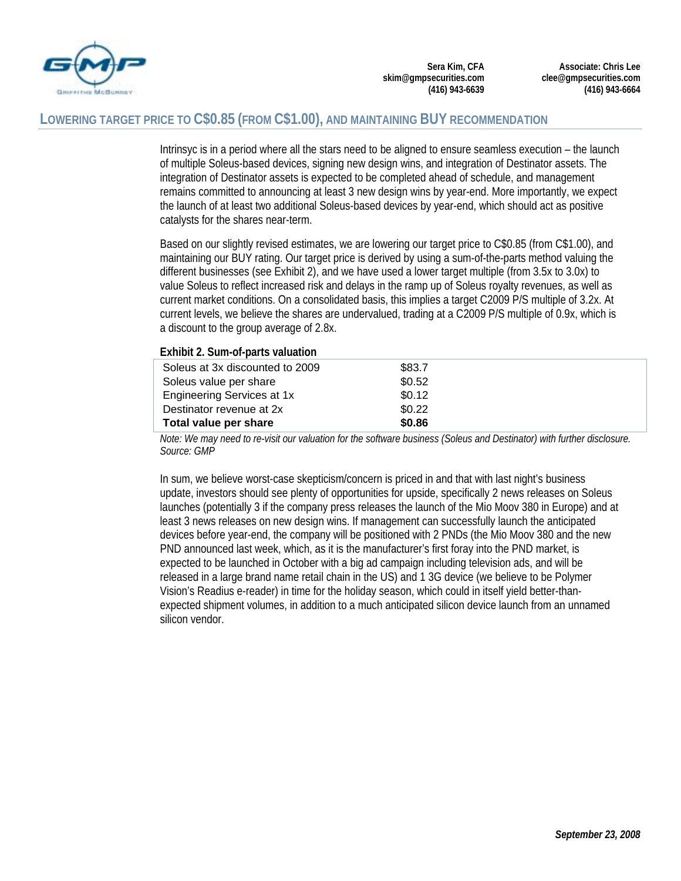## LOWERING TARGET PRICE TO C$0.85 (FROM C$1.00), AND MAINTAINING BUY RECOMMENDATION

Intrinsyc is in a period where all the stars need to be aligned to ensure seamless execution – the launch of multiple Soleus-based devices, signing new design wins, and integration of Destinator assets. The integration of Destinator assets is expected to be completed ahead of schedule, and management remains committed to announcing at least 3 new design wins by year-end. More importantly, we expect the launch of at least two additional Soleus-based devices by year-end, which should act as positive catalysts for the shares near-term.

Based on our slightly revised estimates, we are lowering our target price to C$0.85 (from C$1.00), and maintaining our BUY rating. Our target price is derived by using a sum-of-the-parts method valuing the different businesses (see Exhibit 2), and we have used a lower target multiple (from 3.5x to 3.0x) to value Soleus to reflect increased risk and delays in the ramp up of Soleus royalty revenues, as well as current market conditions. On a consolidated basis, this implies a target C2009 P/S multiple of 3.2x. At current levels, we believe the shares are undervalued, trading at a C2009 P/S multiple of 0.9x, which is a discount to the group average of 2.8x.

**Exhibit 2. Sum-of-parts valuation**

| | |
|---|---|
| Soleus at 3x discounted to 2009 | $83.7 |
| Soleus value per share | $0.52 |
| Engineering Services at 1x | $0.12 |
| Destinator revenue at 2x | $0.22 |
| **Total value per share** | **$0.86** |

*Note: We may need to re-visit our valuation for the software business (Soleus and Destinator) with further disclosure.*
*Source: GMP*

In sum, we believe worst-case skepticism/concern is priced in and that with last night's business update, investors should see plenty of opportunities for upside, specifically 2 news releases on Soleus launches (potentially 3 if the company press releases the launch of the Mio Moov 380 in Europe) and at least 3 news releases on new design wins. If management can successfully launch the anticipated devices before year-end, the company will be positioned with 2 PNDs (the Mio Moov 380 and the new PND announced last week, which, as it is the manufacturer's first foray into the PND market, is expected to be launched in October with a big ad campaign including television ads, and will be released in a large brand name retail chain in the US) and 1 3G device (we believe to be Polymer Vision's Readius e-reader) in time for the holiday season, which could in itself yield better-than-expected shipment volumes, in addition to a much anticipated silicon device launch from an unnamed silicon vendor.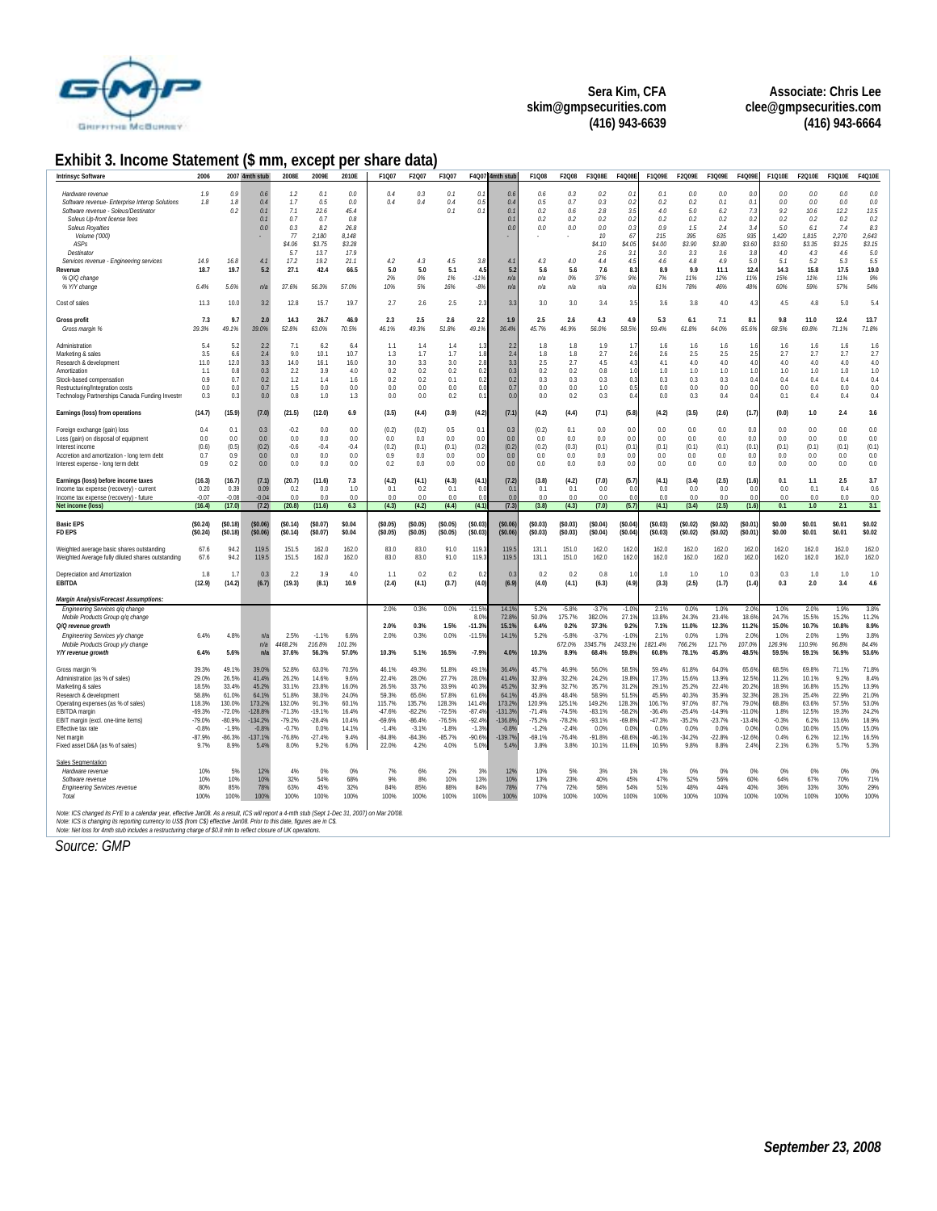Sera Kim, CFA
skim@gmpsecurities.com
(416) 943-6639

Associate: Chris Lee
clee@gmpsecurities.com
(416) 943-6664

## Exhibit 3. Income Statement ($ mm, except per share data)

| Intrinsyc Software | 2006 | 2007 | 4mth stub | 2008E | 2009E | 2010E | F1Q07 | F2Q07 | F3Q07 | F4Q07 | 4mth stub | F1Q08 | F2Q08 | F3Q08E | F4Q08E | F1Q09E | F2Q09E | F3Q09E | F4Q09E | F1Q10E | F2Q10E | F3Q10E | F4Q10E |
|---|---|---|---|---|---|---|---|---|---|---|---|---|---|---|---|---|---|---|---|---|---|---|---|
| *Hardware revenue* | 1.9 | 0.9 | 0.6 | 1.2 | 0.1 | 0.0 | 0.4 | 0.3 | 0.1 | 0.1 | 0.6 | 0.6 | 0.3 | 0.2 | 0.1 | 0.1 | 0.0 | 0.0 | 0.0 | 0.0 | 0.0 | 0.0 | 0.0 |
| *Software revenue- Enterprise Interop Solutions* | 1.8 | 1.8 | 0.4 | 1.7 | 0.5 | 0.0 | 0.4 | 0.4 | 0.4 | 0.5 | 0.4 | 0.5 | 0.7 | 0.3 | 0.2 | 0.2 | 0.2 | 0.1 | 0.1 | 0.0 | 0.0 | 0.0 | 0.0 |
| *Software revenue - Soleus/Destinator* | | 0.2 | 0.1 | 7.1 | 22.6 | 45.4 | | | 0.1 | 0.1 | 0.1 | 0.2 | 0.6 | 2.8 | 3.5 | 4.0 | 5.0 | 6.2 | 7.3 | 9.2 | 10.6 | 12.2 | 13.5 |
| *Soleus Up-front license fees* | | | 0.1 | 0.7 | 0.7 | 0.8 | | | | | 0.1 | 0.2 | 0.2 | 0.2 | 0.2 | 0.2 | 0.2 | 0.2 | 0.2 | 0.2 | 0.2 | 0.2 | 0.2 |
| *Soleus Royalties* | | | 0.0 | 0.3 | 8.2 | 26.8 | | | | | 0.0 | 0.0 | 0.0 | 0.0 | 0.3 | 0.9 | 1.5 | 2.4 | 3.4 | 5.0 | 6.1 | 7.4 | 8.3 |
| *Volume ('000)* | | | - | 77 | 2,180 | 8,148 | | | | | - | - | - | 10 | 67 | 215 | 395 | 635 | 935 | 1,420 | 1,815 | 2,270 | 2,643 |
| *ASPs* | | | | $4.06 | $3.75 | $3.28 | | | | | | | | $4.10 | $4.05 | $4.00 | $3.90 | $3.80 | $3.60 | $3.50 | $3.35 | $3.25 | $3.15 |
| *Destinator* | | | | 5.7 | 13.7 | 17.9 | | | | | | | | 2.6 | 3.1 | 3.0 | 3.3 | 3.6 | 3.8 | 4.0 | 4.3 | 4.6 | 5.0 |
| *Services revenue - Engineering services* | 14.9 | 16.8 | 4.1 | 17.2 | 19.2 | 21.1 | 4.2 | 4.3 | 4.5 | 3.8 | 4.1 | 4.3 | 4.0 | 4.4 | 4.5 | 4.6 | 4.8 | 4.9 | 5.0 | 5.1 | 5.2 | 5.3 | 5.5 |
| **Revenue** | **18.7** | **19.7** | **5.2** | **27.1** | **42.4** | **66.5** | **5.0** | **5.0** | **5.1** | **4.5** | **5.2** | **5.6** | **5.6** | **7.6** | **8.3** | **8.9** | **9.9** | **11.1** | **12.4** | **14.3** | **15.8** | **17.5** | **19.0** |
| *% Q/Q change* | | | | | | | 2% | 0% | 1% | -11% | n/a | n/a | 0% | 37% | 9% | 7% | 11% | 12% | 11% | 15% | 11% | 11% | 9% |
| *% Y/Y change* | 6.4% | 5.6% | n/a | 37.6% | 56.3% | 57.0% | 10% | 5% | 16% | -8% | n/a | n/a | n/a | n/a | n/a | 61% | 78% | 46% | 48% | 60% | 59% | 57% | 54% |
| Cost of sales | 11.3 | 10.0 | 3.2 | 12.8 | 15.7 | 19.7 | 2.7 | 2.6 | 2.5 | 2.3 | 3.3 | 3.0 | 3.0 | 3.4 | 3.5 | 3.6 | 3.8 | 4.0 | 4.3 | 4.5 | 4.8 | 5.0 | 5.4 |
| **Gross profit** | **7.3** | **9.7** | **2.0** | **14.3** | **26.7** | **46.9** | **2.3** | **2.5** | **2.6** | **2.2** | **1.9** | **2.5** | **2.6** | **4.3** | **4.9** | **5.3** | **6.1** | **7.1** | **8.1** | **9.8** | **11.0** | **12.4** | **13.7** |
| *Gross margin %* | 39.3% | 49.1% | 39.0% | 52.8% | 63.0% | 70.5% | 46.1% | 49.3% | 51.8% | 49.1% | 36.4% | 45.7% | 46.9% | 56.0% | 58.5% | 59.4% | 61.8% | 64.0% | 65.6% | 68.5% | 69.8% | 71.1% | 71.8% |
| Administration | 5.4 | 5.2 | 2.2 | 7.1 | 6.2 | 6.4 | 1.1 | 1.4 | 1.4 | 1.3 | 2.2 | 1.8 | 1.8 | 1.9 | 1.7 | 1.6 | 1.6 | 1.6 | 1.6 | 1.6 | 1.6 | 1.6 | 1.6 |
| Marketing & sales | 3.5 | 6.6 | 2.4 | 9.0 | 10.1 | 10.7 | 1.3 | 1.7 | 1.7 | 1.8 | 2.4 | 1.8 | 1.8 | 2.7 | 2.6 | 2.6 | 2.5 | 2.5 | 2.5 | 2.7 | 2.7 | 2.7 | 2.7 |
| Research & development | 11.0 | 12.0 | 3.3 | 14.0 | 16.1 | 16.0 | 3.0 | 3.3 | 3.0 | 2.8 | 3.3 | 2.5 | 2.7 | 4.5 | 4.3 | 4.1 | 4.0 | 4.0 | 4.0 | 4.0 | 4.0 | 4.0 | 4.0 |
| Amortization | 1.1 | 0.8 | 0.3 | 2.2 | 3.9 | 4.0 | 0.2 | 0.2 | 0.2 | 0.2 | 0.3 | 0.2 | 0.2 | 0.8 | 1.0 | 1.0 | 1.0 | 1.0 | 1.0 | 1.0 | 1.0 | 1.0 | 1.0 |
| Stock-based compensation | 0.9 | 0.7 | 0.2 | 1.2 | 1.4 | 1.6 | 0.2 | 0.2 | 0.1 | 0.2 | 0.2 | 0.3 | 0.3 | 0.3 | 0.3 | 0.3 | 0.3 | 0.3 | 0.4 | 0.4 | 0.4 | 0.4 | 0.4 |
| Restructuring/Integration costs | 0.0 | 0.0 | 0.7 | 1.5 | 0.0 | 0.0 | 0.0 | 0.0 | 0.0 | 0.0 | 0.7 | 0.0 | 0.0 | 1.0 | 0.5 | 0.0 | 0.0 | 0.0 | 0.0 | 0.0 | 0.0 | 0.0 | 0.0 |
| Technology Partnerships Canada Funding Investm | 0.3 | 0.3 | 0.0 | 0.8 | 1.0 | 1.3 | 0.0 | 0.0 | 0.2 | 0.1 | 0.0 | 0.0 | 0.2 | 0.3 | 0.4 | 0.0 | 0.3 | 0.4 | 0.4 | 0.1 | 0.4 | 0.4 | 0.4 |
| **Earnings (loss) from operations** | **(14.7)** | **(15.9)** | **(7.0)** | **(21.5)** | **(12.0)** | **6.9** | **(3.5)** | **(4.4)** | **(3.9)** | **(4.2)** | **(7.1)** | **(4.2)** | **(4.4)** | **(7.1)** | **(5.8)** | **(4.2)** | **(3.5)** | **(2.6)** | **(1.7)** | **(0.0)** | **1.0** | **2.4** | **3.6** |
| Foreign exchange (gain) loss | 0.4 | 0.1 | 0.3 | -0.2 | 0.0 | 0.0 | (0.2) | (0.2) | 0.5 | 0.1 | 0.3 | (0.2) | 0.1 | 0.0 | 0.0 | 0.0 | 0.0 | 0.0 | 0.0 | 0.0 | 0.0 | 0.0 | 0.0 |
| Loss (gain) on disposal of equipment | 0.0 | 0.0 | 0.0 | 0.0 | 0.0 | 0.0 | 0.0 | 0.0 | 0.0 | 0.0 | 0.0 | 0.0 | 0.0 | 0.0 | 0.0 | 0.0 | 0.0 | 0.0 | 0.0 | 0.0 | 0.0 | 0.0 | 0.0 |
| Interest income | (0.6) | (0.5) | (0.2) | -0.6 | -0.4 | -0.4 | (0.2) | (0.1) | (0.1) | (0.2) | (0.2) | (0.2) | (0.3) | (0.1) | (0.1) | (0.1) | (0.1) | (0.1) | (0.1) | (0.1) | (0.1) | (0.1) | (0.1) |
| Accretion and amortization - long term debt | 0.7 | 0.9 | 0.0 | 0.0 | 0.0 | 0.0 | 0.9 | 0.0 | 0.0 | 0.0 | 0.0 | 0.0 | 0.0 | 0.0 | 0.0 | 0.0 | 0.0 | 0.0 | 0.0 | 0.0 | 0.0 | 0.0 | 0.0 |
| Interest expense - long term debt | 0.9 | 0.2 | 0.0 | 0.0 | 0.0 | 0.0 | 0.2 | 0.0 | 0.0 | 0.0 | 0.0 | 0.0 | 0.0 | 0.0 | 0.0 | 0.0 | 0.0 | 0.0 | 0.0 | 0.0 | 0.0 | 0.0 | 0.0 |
| **Earnings (loss) before income taxes** | **(16.3)** | **(16.7)** | **(7.1)** | **(20.7)** | **(11.6)** | **7.3** | **(4.2)** | **(4.1)** | **(4.3)** | **(4.1)** | **(7.2)** | **(3.8)** | **(4.2)** | **(7.0)** | **(5.7)** | **(4.1)** | **(3.4)** | **(2.5)** | **(1.6)** | **0.1** | **1.1** | **2.5** | **3.7** |
| Income tax expense (recovery) - current | 0.20 | 0.39 | 0.09 | 0.2 | 0.0 | 1.0 | 0.1 | 0.2 | 0.1 | 0.0 | 0.1 | 0.1 | 0.1 | 0.0 | 0.0 | 0.0 | 0.0 | 0.0 | 0.0 | 0.0 | 0.1 | 0.4 | 0.6 |
| Income tax expense (recovery) - future | -0.07 | -0.08 | -0.04 | 0.0 | 0.0 | 0.0 | 0.0 | 0.0 | 0.0 | 0.0 | 0.0 | 0.0 | 0.0 | 0.0 | 0.0 | 0.0 | 0.0 | 0.0 | 0.0 | 0.0 | 0.0 | 0.0 | 0.0 |
| **Net income (loss)** | **(16.4)** | **(17.0)** | **(7.2)** | **(20.8)** | **(11.6)** | **6.3** | **(4.3)** | **(4.2)** | **(4.4)** | **(4.1)** | **(7.3)** | **(3.8)** | **(4.3)** | **(7.0)** | **(5.7)** | **(4.1)** | **(3.4)** | **(2.5)** | **(1.6)** | **0.1** | **1.0** | **2.1** | **3.1** |
| **Basic EPS** | **($0.24)** | **($0.18)** | **($0.06)** | **($0.14)** | **($0.07)** | **$0.04** | **($0.05)** | **($0.05)** | **($0.05)** | **($0.03)** | **($0.06)** | **($0.03)** | **($0.03)** | **($0.04)** | **($0.04)** | **($0.03)** | **($0.02)** | **($0.02)** | **($0.01)** | **$0.00** | **$0.01** | **$0.01** | **$0.02** |
| **FD EPS** | **($0.24)** | **($0.18)** | **($0.06)** | **($0.14)** | **($0.07)** | **$0.04** | **($0.05)** | **($0.05)** | **($0.05)** | **($0.03)** | **($0.06)** | **($0.03)** | **($0.03)** | **($0.04)** | **($0.04)** | **($0.03)** | **($0.02)** | **($0.02)** | **($0.01)** | **$0.00** | **$0.01** | **$0.01** | **$0.02** |
| Weighted average basic shares outstanding | 67.6 | 94.2 | 119.5 | 151.5 | 162.0 | 162.0 | 83.0 | 83.0 | 91.0 | 119.3 | 119.5 | 131.1 | 151.0 | 162.0 | 162.0 | 162.0 | 162.0 | 162.0 | 162.0 | 162.0 | 162.0 | 162.0 | 162.0 |
| Weighted Average fully diluted shares outstanding | 67.6 | 94.2 | 119.5 | 151.5 | 162.0 | 162.0 | 83.0 | 83.0 | 91.0 | 119.3 | 119.5 | 131.1 | 151.0 | 162.0 | 162.0 | 162.0 | 162.0 | 162.0 | 162.0 | 162.0 | 162.0 | 162.0 | 162.0 |
| Depreciation and Amortization | 1.8 | 1.7 | 0.3 | 2.2 | 3.9 | 4.0 | 1.1 | 0.2 | 0.2 | 0.2 | 0.3 | 0.2 | 0.2 | 0.8 | 1.0 | 1.0 | 1.0 | 1.0 | 0.3 | 0.3 | 1.0 | 1.0 | 1.0 |
| **EBITDA** | **(12.9)** | **(14.2)** | **(6.7)** | **(19.3)** | **(8.1)** | **10.9** | **(2.4)** | **(4.1)** | **(3.7)** | **(4.0)** | **(6.9)** | **(4.0)** | **(4.1)** | **(6.3)** | **(4.9)** | **(3.3)** | **(2.5)** | **(1.7)** | **(1.4)** | **0.3** | **2.0** | **3.4** | **4.6** |
| ***Margin Analysis/Forecast Assumptions:*** | | | | | | | | | | | | | | | | | | | | | | | |
| *Engineering Services q/q change* | | | | | | | 2.0% | 0.3% | 0.0% | -11.5% | 14.1% | 5.2% | -5.8% | -3.7% | -1.0% | 2.1% | 0.0% | 1.0% | 2.0% | 1.0% | 2.0% | 1.9% | 3.8% |
| *Mobile Products Group q/q change* | | | | | | | | | | 8.0% | 72.8% | 50.0% | 175.7% | 382.0% | 27.1% | 13.8% | 24.3% | 23.4% | 18.6% | 24.7% | 15.5% | 15.2% | 11.2% |
| ***Q/Q revenue growth*** | | | | | | | **2.0%** | **0.3%** | **1.5%** | **-11.3%** | **15.1%** | **6.4%** | **0.2%** | **37.3%** | **9.2%** | **7.1%** | **11.0%** | **12.3%** | **11.2%** | **15.0%** | **10.7%** | **10.8%** | **8.9%** |
| *Engineering Services y/y change* | 6.4% | 4.8% | n/a | 2.5% | -1.1% | 6.6% | 2.0% | 0.3% | 0.0% | -11.5% | 14.1% | 5.2% | -5.8% | -3.7% | -1.0% | 2.1% | 0.0% | 1.0% | 2.0% | 1.0% | 2.0% | 1.9% | 3.8% |
| *Mobile Products Group y/y change* | | | n/a | 4468.2% | 216.8% | 101.3% | | | | | | | 672.0% | 3345.7% | 2433.1% | 1821.4% | 766.2% | 121.7% | 107.0% | 126.9% | 110.9% | 96.8% | 84.4% |
| ***Y/Y revenue growth*** | **6.4%** | **5.6%** | **n/a** | **37.6%** | **56.3%** | **57.0%** | **10.3%** | **5.1%** | **16.5%** | **-7.9%** | **4.0%** | **10.3%** | **8.9%** | **68.4%** | **59.8%** | **60.8%** | **78.1%** | **45.8%** | **48.5%** | **59.5%** | **59.1%** | **56.9%** | **53.6%** |
| Gross margin % | 39.3% | 49.1% | 39.0% | 52.8% | 63.0% | 70.5% | 46.1% | 49.3% | 51.8% | 49.1% | 36.4% | 45.7% | 46.9% | 56.0% | 58.5% | 59.4% | 61.8% | 64.0% | 65.6% | 68.5% | 69.8% | 71.1% | 71.8% |
| Administration (as % of sales) | 29.0% | 26.5% | 41.4% | 26.2% | 14.6% | 9.6% | 22.4% | 28.0% | 27.7% | 28.0% | 41.4% | 32.8% | 32.2% | 24.2% | 19.8% | 17.3% | 15.6% | 13.9% | 12.5% | 11.2% | 10.1% | 9.2% | 8.4% |
| Marketing & sales | 18.5% | 33.4% | 45.2% | 33.1% | 23.8% | 16.0% | 26.5% | 33.7% | 33.9% | 40.3% | 45.2% | 32.9% | 32.7% | 35.7% | 31.2% | 29.1% | 25.2% | 22.4% | 20.2% | 18.9% | 16.8% | 15.2% | 13.9% |
| Research & development | 58.8% | 61.0% | 64.1% | 51.8% | 38.0% | 24.0% | 59.3% | 65.6% | 57.8% | 61.6% | 64.1% | 45.8% | 48.4% | 58.9% | 51.5% | 45.9% | 40.3% | 35.9% | 32.3% | 28.1% | 25.4% | 22.9% | 21.0% |
| Operating expenses (as % of sales) | 118.3% | 130.0% | 173.2% | 132.0% | 91.3% | 60.1% | 115.7% | 135.7% | 128.3% | 141.4% | 173.2% | 120.9% | 125.1% | 149.2% | 128.3% | 106.7% | 97.0% | 87.7% | 79.0% | 68.8% | 63.6% | 57.5% | 53.0% |
| EBITDA margin | -69.3% | -72.0% | -128.8% | -71.3% | -19.1% | 16.4% | -47.6% | -82.2% | -72.5% | -87.4% | -131.3% | -71.4% | -74.5% | -83.1% | -58.2% | -36.4% | -25.4% | -14.9% | -11.0% | 1.8% | 12.5% | 19.3% | 24.2% |
| EBIT margin (excl. one-time items) | -79.0% | -80.9% | -134.2% | -79.2% | -28.4% | 10.4% | -69.6% | -86.4% | -76.5% | -92.4% | -136.8% | -75.2% | -78.2% | -93.1% | -69.8% | -47.3% | -35.2% | -23.7% | -13.4% | -0.3% | 6.2% | 13.6% | 18.9% |
| Effective tax rate | -0.8% | -1.9% | -0.8% | -0.7% | 0.0% | 14.1% | -1.4% | -3.1% | -1.8% | -1.3% | -0.8% | -1.2% | -2.4% | 0.0% | 0.0% | 0.0% | 0.0% | 0.0% | 0.0% | 0.0% | 10.0% | 15.0% | 15.0% |
| Net margin | -87.9% | -86.3% | -137.1% | -76.8% | -27.4% | 9.4% | -84.8% | -84.3% | -85.7% | -90.6% | -139.7% | -69.1% | -76.4% | -91.8% | -68.6% | -46.1% | -34.2% | -22.8% | -12.6% | 0.4% | 6.2% | 12.1% | 16.5% |
| Fixed asset D&A (as % of sales) | 9.7% | 8.9% | 5.4% | 8.0% | 9.2% | 6.0% | 22.0% | 4.2% | 4.0% | 5.0% | 5.4% | 3.8% | 3.8% | 10.1% | 11.6% | 10.9% | 9.8% | 8.8% | 2.4% | 2.1% | 6.3% | 5.7% | 5.3% |
| Sales Segmentation | | | | | | | | | | | | | | | | | | | | | | | |
| *Hardware revenue* | 10% | 5% | 12% | 4% | 0% | 0% | 7% | 6% | 2% | 3% | 12% | 10% | 5% | 3% | 1% | 1% | 0% | 0% | 0% | 0% | 0% | 0% | 0% |
| *Software revenue* | 10% | 10% | 10% | 32% | 54% | 68% | 9% | 8% | 10% | 13% | 10% | 13% | 23% | 40% | 45% | 47% | 52% | 56% | 60% | 64% | 67% | 70% | 71% |
| *Engineering Services revenue* | 80% | 85% | 78% | 63% | 45% | 32% | 84% | 85% | 88% | 84% | 78% | 77% | 72% | 58% | 54% | 51% | 48% | 44% | 40% | 36% | 33% | 30% | 29% |
| *Total* | 100% | 100% | 100% | 100% | 100% | 100% | 100% | 100% | 100% | 100% | 100% | 100% | 100% | 100% | 100% | 100% | 100% | 100% | 100% | 100% | 100% | 100% | 100% |

*Note: ICS changed its FYE to a calendar year, effective Jan08. As a result, ICS will report a 4-mth stub (Sept 1-Dec 31, 2007) on Mar 20/08.*
*Note: ICS is changing its reporting currency to US$ (from C$) effective Jan08. Prior to this date, figures are in C$.*
*Note: Net loss for 4mth stub includes a restructuring charge of $0.8 mln to reflect closure of UK operations.*

*Source: GMP*

*September 23, 2008*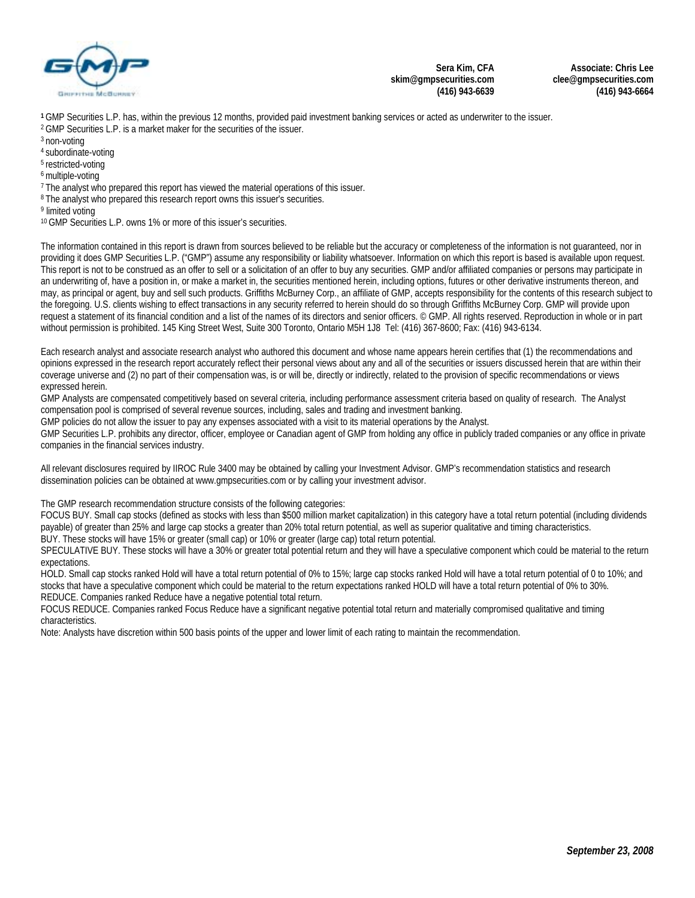Sera Kim, CFA
skim@gmpsecurities.com
(416) 943-6639

Associate: Chris Lee
clee@gmpsecurities.com
(416) 943-6664

[1] GMP Securities L.P. has, within the previous 12 months, provided paid investment banking services or acted as underwriter to the issuer.
[2] GMP Securities L.P. is a market maker for the securities of the issuer.
[3] non-voting
[4] subordinate-voting
[5] restricted-voting
[6] multiple-voting
[7] The analyst who prepared this report has viewed the material operations of this issuer.
[8] The analyst who prepared this research report owns this issuer's securities.
[9] limited voting
[10] GMP Securities L.P. owns 1% or more of this issuer's securities.

The information contained in this report is drawn from sources believed to be reliable but the accuracy or completeness of the information is not guaranteed, nor in providing it does GMP Securities L.P. ("GMP") assume any responsibility or liability whatsoever. Information on which this report is based is available upon request. This report is not to be construed as an offer to sell or a solicitation of an offer to buy any securities. GMP and/or affiliated companies or persons may participate in an underwriting of, have a position in, or make a market in, the securities mentioned herein, including options, futures or other derivative instruments thereon, and may, as principal or agent, buy and sell such products. Griffiths McBurney Corp., an affiliate of GMP, accepts responsibility for the contents of this research subject to the foregoing. U.S. clients wishing to effect transactions in any security referred to herein should do so through Griffiths McBurney Corp. GMP will provide upon request a statement of its financial condition and a list of the names of its directors and senior officers. © GMP. All rights reserved. Reproduction in whole or in part without permission is prohibited. 145 King Street West, Suite 300 Toronto, Ontario M5H 1J8 Tel: (416) 367-8600; Fax: (416) 943-6134.

Each research analyst and associate research analyst who authored this document and whose name appears herein certifies that (1) the recommendations and opinions expressed in the research report accurately reflect their personal views about any and all of the securities or issuers discussed herein that are within their coverage universe and (2) no part of their compensation was, is or will be, directly or indirectly, related to the provision of specific recommendations or views expressed herein.
GMP Analysts are compensated competitively based on several criteria, including performance assessment criteria based on quality of research. The Analyst compensation pool is comprised of several revenue sources, including, sales and trading and investment banking.
GMP policies do not allow the issuer to pay any expenses associated with a visit to its material operations by the Analyst.
GMP Securities L.P. prohibits any director, officer, employee or Canadian agent of GMP from holding any office in publicly traded companies or any office in private companies in the financial services industry.

All relevant disclosures required by IIROC Rule 3400 may be obtained by calling your Investment Advisor. GMP's recommendation statistics and research dissemination policies can be obtained at www.gmpsecurities.com or by calling your investment advisor.

The GMP research recommendation structure consists of the following categories:
FOCUS BUY. Small cap stocks (defined as stocks with less than $500 million market capitalization) in this category have a total return potential (including dividends payable) of greater than 25% and large cap stocks a greater than 20% total return potential, as well as superior qualitative and timing characteristics.
BUY. These stocks will have 15% or greater (small cap) or 10% or greater (large cap) total return potential.
SPECULATIVE BUY. These stocks will have a 30% or greater total potential return and they will have a speculative component which could be material to the return expectations.
HOLD. Small cap stocks ranked Hold will have a total return potential of 0% to 15%; large cap stocks ranked Hold will have a total return potential of 0 to 10%; and stocks that have a speculative component which could be material to the return expectations ranked HOLD will have a total return potential of 0% to 30%.
REDUCE. Companies ranked Reduce have a negative potential total return.
FOCUS REDUCE. Companies ranked Focus Reduce have a significant negative potential total return and materially compromised qualitative and timing characteristics.
Note: Analysts have discretion within 500 basis points of the upper and lower limit of each rating to maintain the recommendation.

*September 23, 2008*